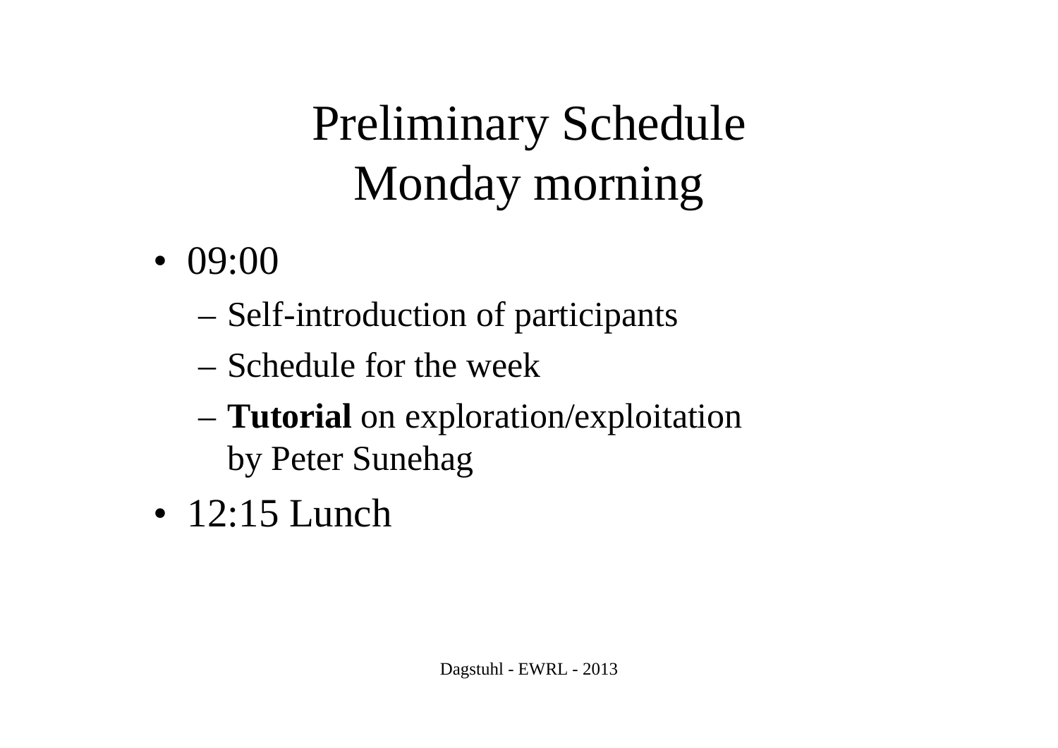# Preliminary Schedule
# Monday morning

- 09:00
  - Self-introduction of participants
  - Schedule for the week
  - **Tutorial** on exploration/exploitation by Peter Sunehag
- 12:15 Lunch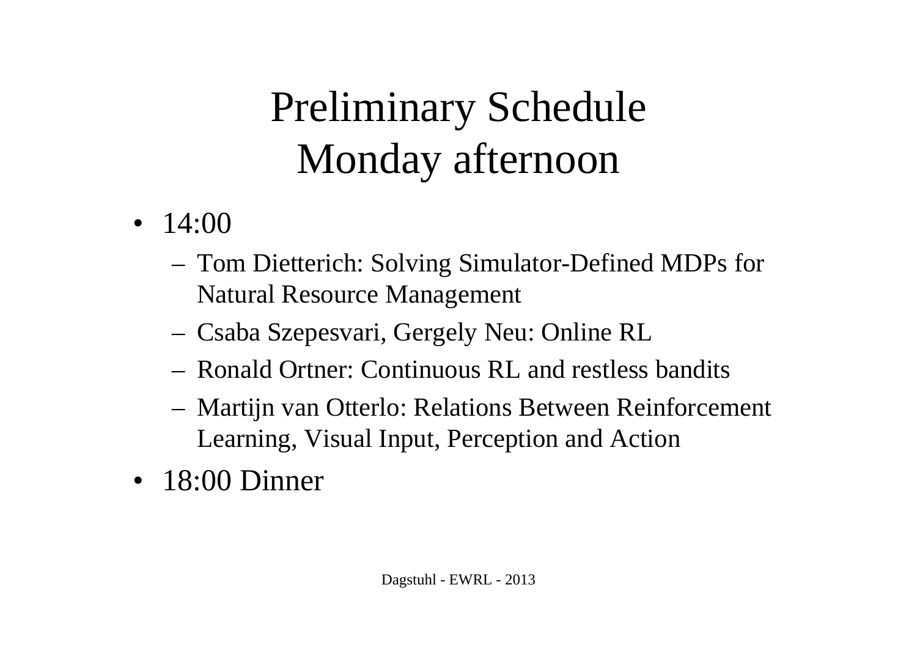# Preliminary Schedule
# Monday afternoon

- 14:00
  - Tom Dietterich: Solving Simulator-Defined MDPs for Natural Resource Management
  - Csaba Szepesvari, Gergely Neu: Online RL
  - Ronald Ortner: Continuous RL and restless bandits
  - Martijn van Otterlo: Relations Between Reinforcement Learning, Visual Input, Perception and Action
- 18:00 Dinner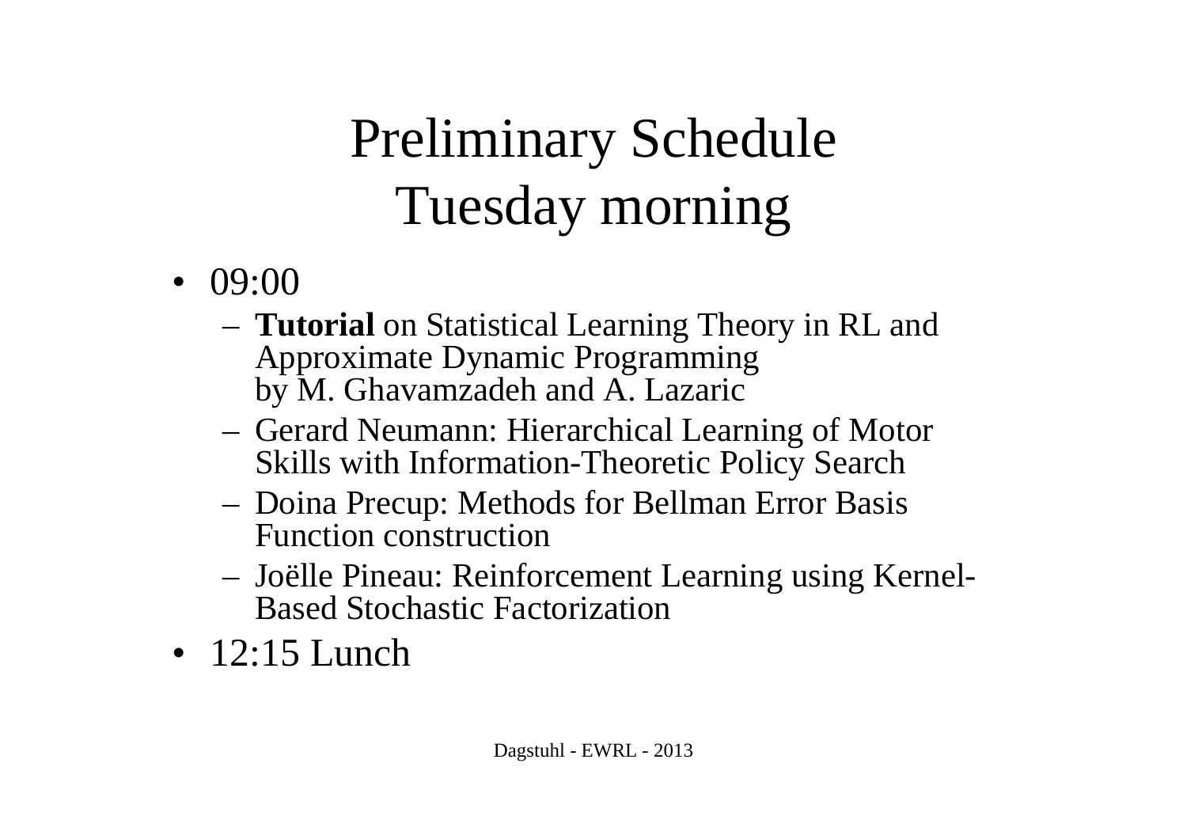# Preliminary Schedule Tuesday morning

- 09:00
  - **Tutorial** on Statistical Learning Theory in RL and Approximate Dynamic Programming by M. Ghavamzadeh and A. Lazaric
  - Gerard Neumann: Hierarchical Learning of Motor Skills with Information-Theoretic Policy Search
  - Doina Precup: Methods for Bellman Error Basis Function construction
  - Joëlle Pineau: Reinforcement Learning using Kernel-Based Stochastic Factorization
- 12:15 Lunch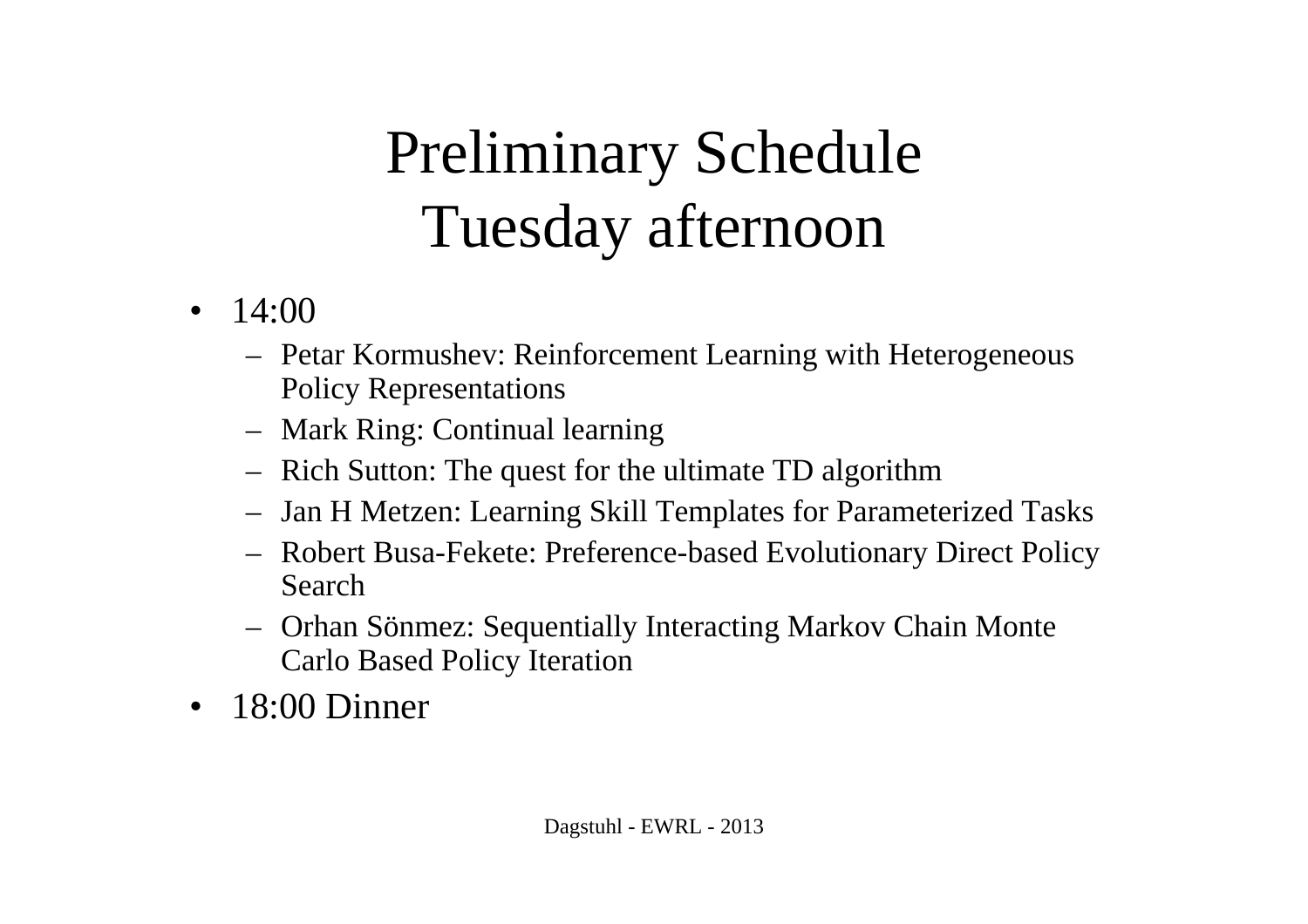# Preliminary Schedule
# Tuesday afternoon

- 14:00
  - Petar Kormushev: Reinforcement Learning with Heterogeneous Policy Representations
  - Mark Ring: Continual learning
  - Rich Sutton: The quest for the ultimate TD algorithm
  - Jan H Metzen: Learning Skill Templates for Parameterized Tasks
  - Robert Busa-Fekete: Preference-based Evolutionary Direct Policy Search
  - Orhan Sönmez: Sequentially Interacting Markov Chain Monte Carlo Based Policy Iteration
- 18:00 Dinner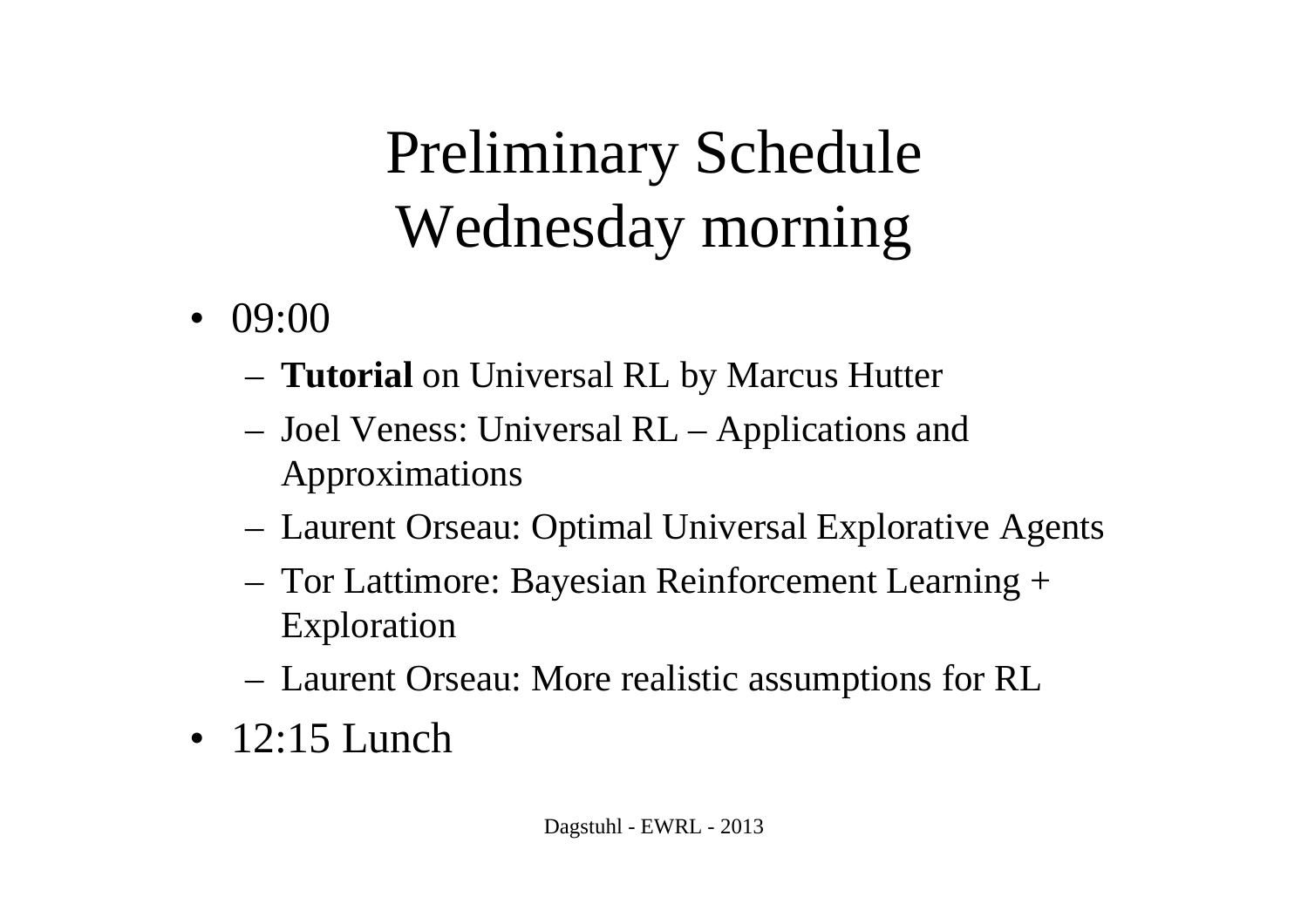# Preliminary Schedule Wednesday morning

- 09:00
  - **Tutorial** on Universal RL by Marcus Hutter
  - Joel Veness: Universal RL – Applications and Approximations
  - Laurent Orseau: Optimal Universal Explorative Agents
  - Tor Lattimore: Bayesian Reinforcement Learning + Exploration
  - Laurent Orseau: More realistic assumptions for RL
- 12:15 Lunch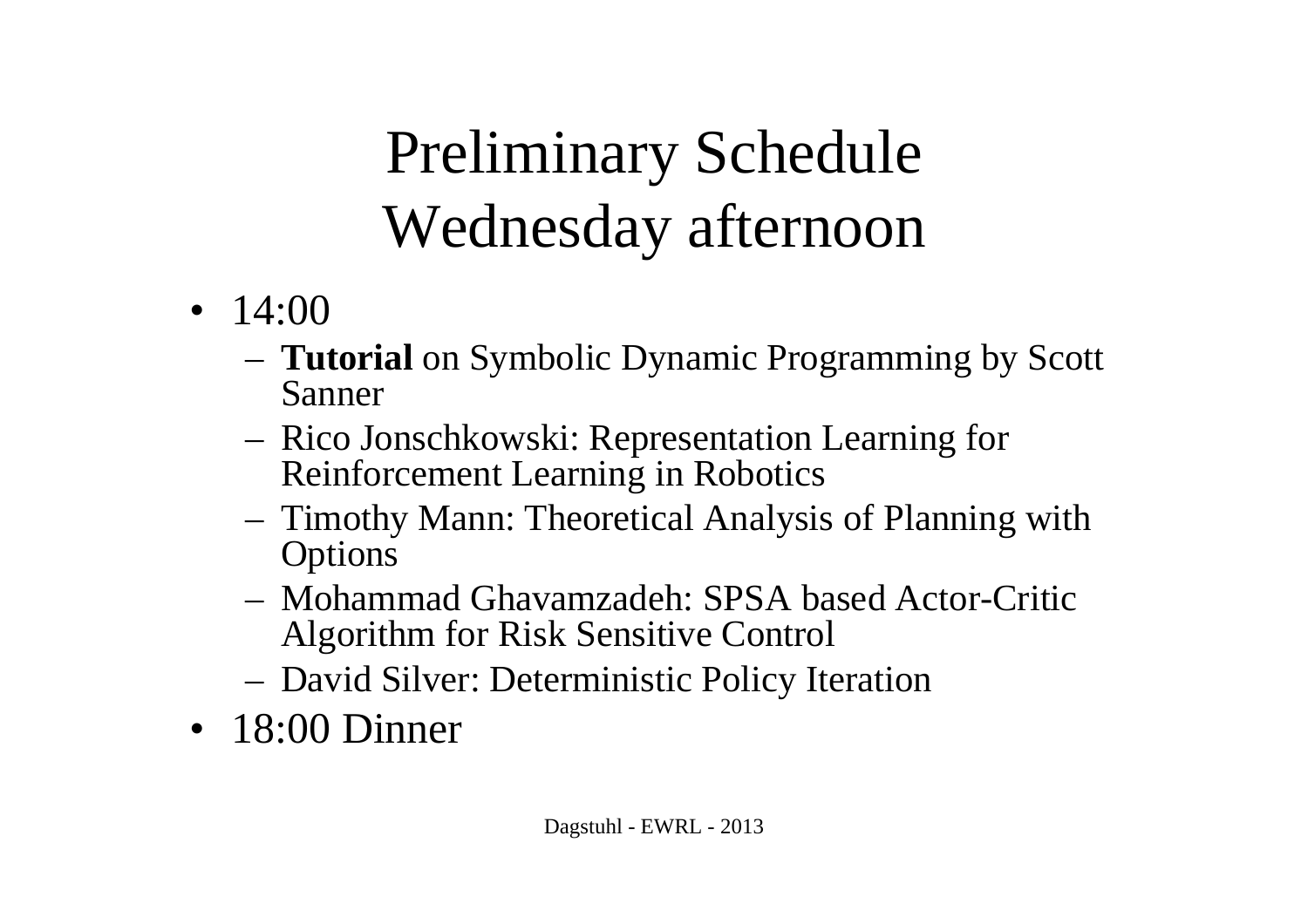# Preliminary Schedule Wednesday afternoon

- 14:00
  - **Tutorial** on Symbolic Dynamic Programming by Scott Sanner
  - Rico Jonschkowski: Representation Learning for Reinforcement Learning in Robotics
  - Timothy Mann: Theoretical Analysis of Planning with Options
  - Mohammad Ghavamzadeh: SPSA based Actor-Critic Algorithm for Risk Sensitive Control
  - David Silver: Deterministic Policy Iteration
- 18:00 Dinner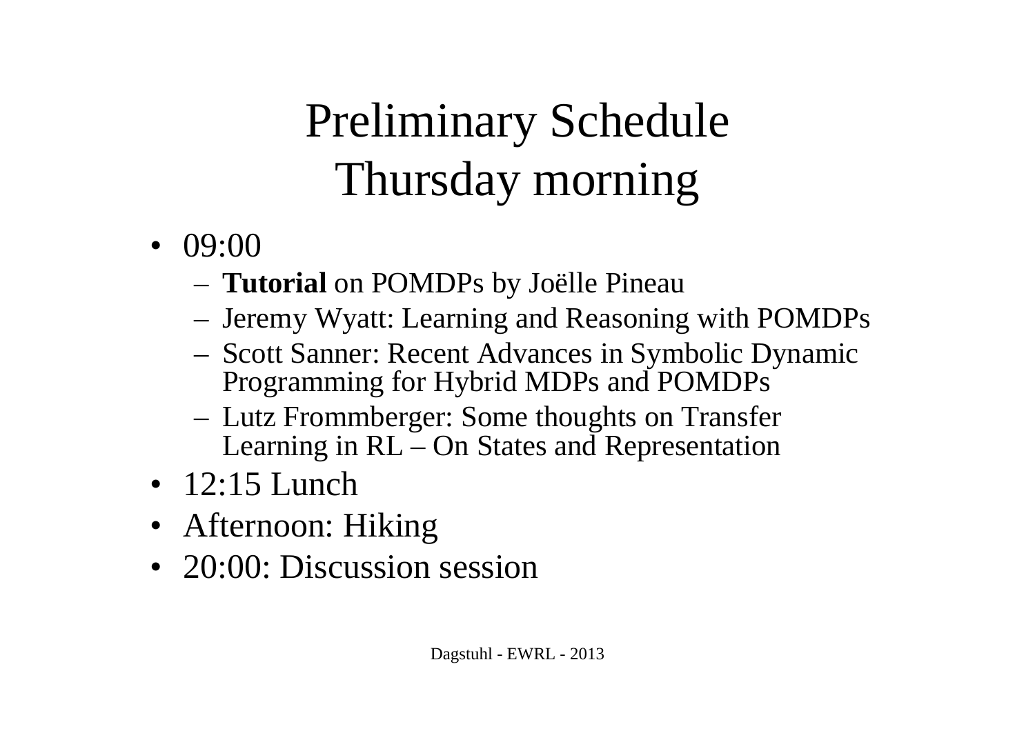# Preliminary Schedule Thursday morning

- 09:00
  - **Tutorial** on POMDPs by Joëlle Pineau
  - Jeremy Wyatt: Learning and Reasoning with POMDPs
  - Scott Sanner: Recent Advances in Symbolic Dynamic Programming for Hybrid MDPs and POMDPs
  - Lutz Frommberger: Some thoughts on Transfer Learning in RL – On States and Representation
- 12:15 Lunch
- Afternoon: Hiking
- 20:00: Discussion session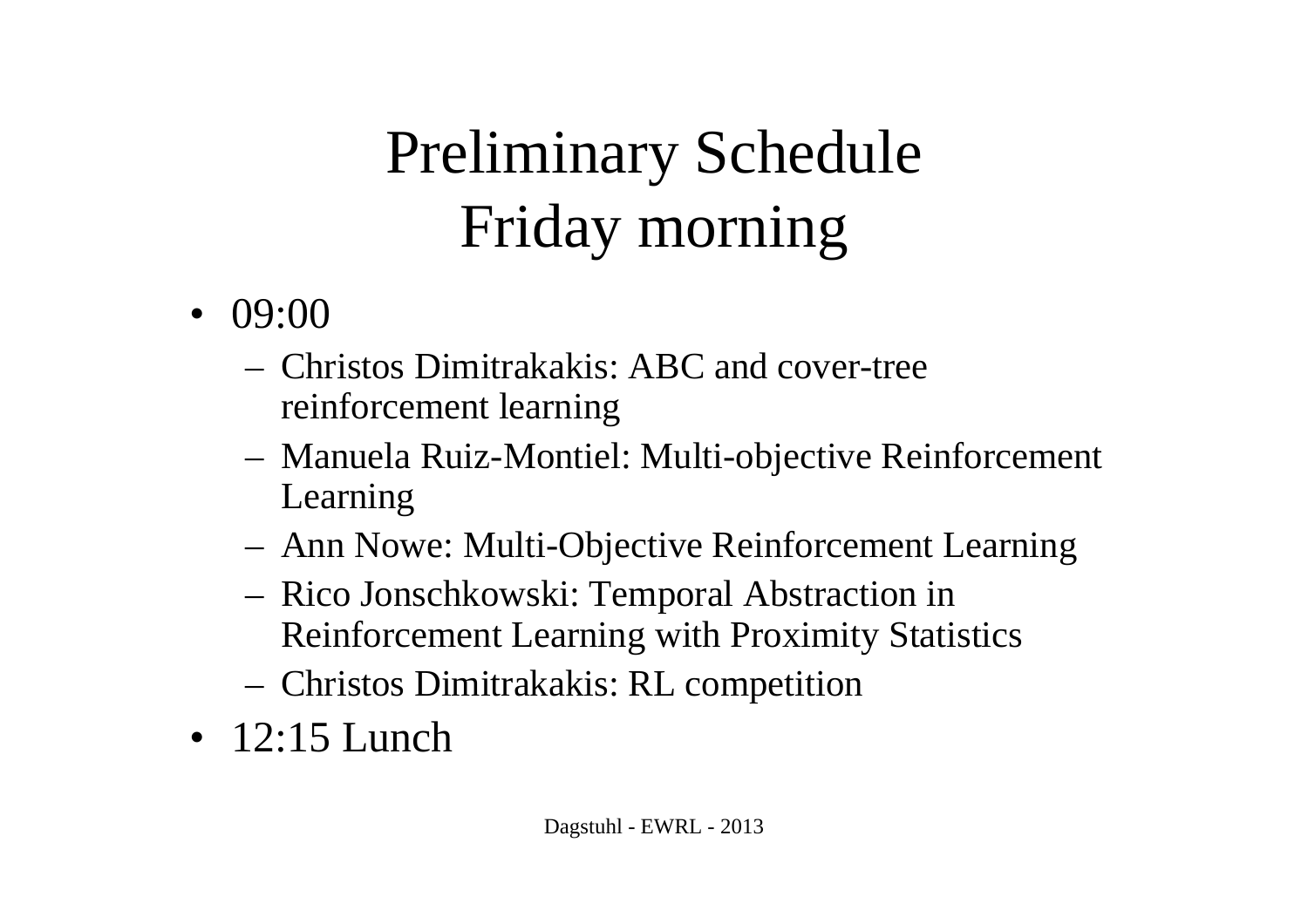# Preliminary Schedule Friday morning

- 09:00
  - Christos Dimitrakakis: ABC and cover-tree reinforcement learning
  - Manuela Ruiz-Montiel: Multi-objective Reinforcement Learning
  - Ann Nowe: Multi-Objective Reinforcement Learning
  - Rico Jonschkowski: Temporal Abstraction in Reinforcement Learning with Proximity Statistics
  - Christos Dimitrakakis: RL competition
- 12:15 Lunch